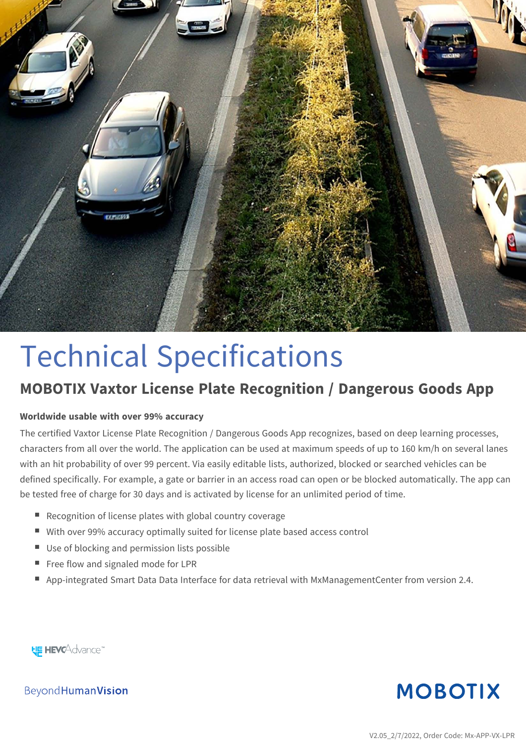# Technical Specifications

## MOBOTIX Vaxtor License Plate Recognition / Dangerous Goods App

**Worldwide usable with over 99% accuracy**

The certified Vaxtor License Plate Recognition / Dangerous Goods App recognizes, based on deep learning processes, characters from all over the world. The application can be used at maximum speeds of up to 160 km/h on several lanes with an hit probability of over 99 percent. Via easily editable lists, authorized, blocked or searched vehicles can be defined specifically. For example, a gate or barrier in an access road can open or be blocked automatically. The app can be tested free of charge for 30 days and is activated by license for an unlimited period of time.

- Recognition of license plates with global country coverage
- With over 99% accuracy optimally suited for license plate based access control
- Use of blocking and permission lists possible
- Free flow and signaled mode for LPR
- App-integrated Smart Data Data Interface for data retrieval with MxManagementCenter from version 2.4.

HEVCAdvance™

BeyondHumanVision

MOBOTIX

V2.05_2/7/2022, Order Code: Mx-APP-VX-LPR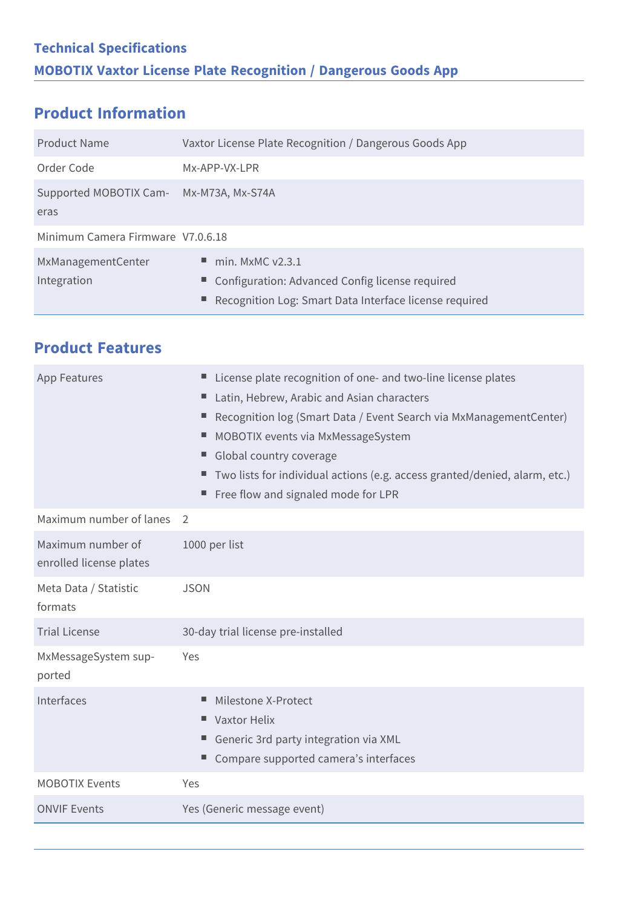**Technical Specifications**

**MOBOTIX Vaxtor License Plate Recognition / Dangerous Goods App**

## Product Information

| | |
|---|---|
| Product Name | Vaxtor License Plate Recognition / Dangerous Goods App |
| Order Code | Mx-APP-VX-LPR |
| Supported MOBOTIX Cameras | Mx-M73A, Mx-S74A |
| Minimum Camera Firmware | V7.0.6.18 |
| MxManagementCenter Integration | ▪ min. MxMC v2.3.1<br>▪ Configuration: Advanced Config license required<br>▪ Recognition Log: Smart Data Interface license required |

## Product Features

| | |
|---|---|
| App Features | ▪ License plate recognition of one- and two-line license plates<br>▪ Latin, Hebrew, Arabic and Asian characters<br>▪ Recognition log (Smart Data / Event Search via MxManagementCenter)<br>▪ MOBOTIX events via MxMessageSystem<br>▪ Global country coverage<br>▪ Two lists for individual actions (e.g. access granted/denied, alarm, etc.)<br>▪ Free flow and signaled mode for LPR |
| Maximum number of lanes | 2 |
| Maximum number of enrolled license plates | 1000 per list |
| Meta Data / Statistic formats | JSON |
| Trial License | 30-day trial license pre-installed |
| MxMessageSystem supported | Yes |
| Interfaces | ▪ Milestone X-Protect<br>▪ Vaxtor Helix<br>▪ Generic 3rd party integration via XML<br>▪ Compare supported camera's interfaces |
| MOBOTIX Events | Yes |
| ONVIF Events | Yes (Generic message event) |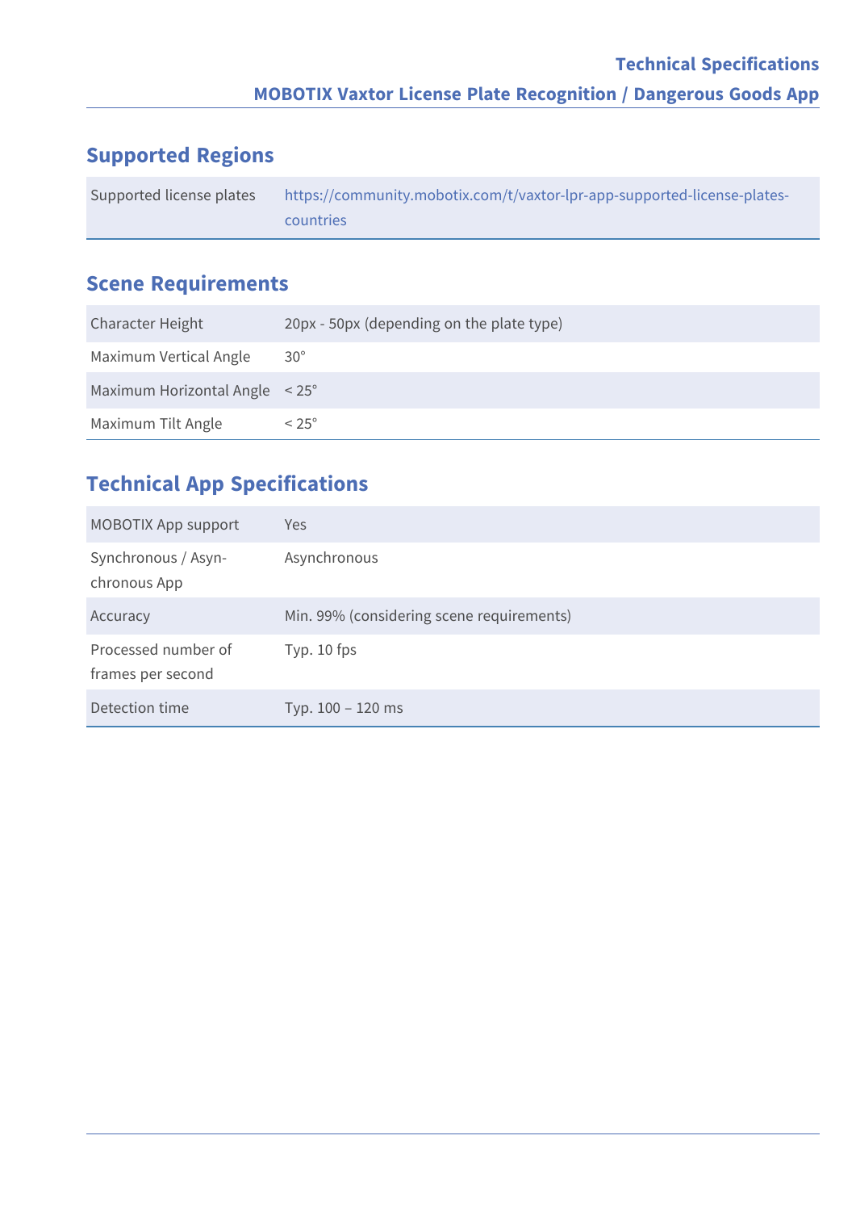## Supported Regions

| | |
|---|---|
| Supported license plates | https://community.mobotix.com/t/vaxtor-lpr-app-supported-license-plates-countries |

## Scene Requirements

| | |
|---|---|
| Character Height | 20px - 50px (depending on the plate type) |
| Maximum Vertical Angle | 30° |
| Maximum Horizontal Angle | < 25° |
| Maximum Tilt Angle | < 25° |

## Technical App Specifications

| | |
|---|---|
| MOBOTIX App support | Yes |
| Synchronous / Asynchronous App | Asynchronous |
| Accuracy | Min. 99% (considering scene requirements) |
| Processed number of frames per second | Typ. 10 fps |
| Detection time | Typ. 100 – 120 ms |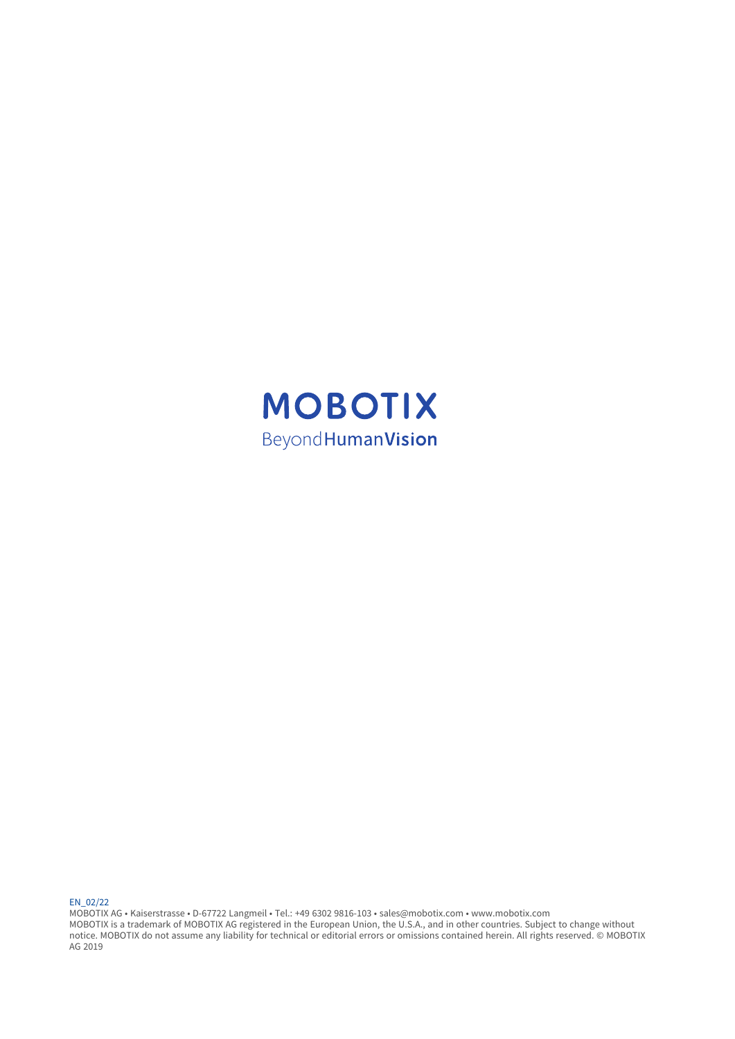MOBOTIX

BeyondHumanVision

EN_02/22

MOBOTIX AG • Kaiserstrasse • D-67722 Langmeil • Tel.: +49 6302 9816-103 • sales@mobotix.com • www.mobotix.com

MOBOTIX is a trademark of MOBOTIX AG registered in the European Union, the U.S.A., and in other countries. Subject to change without notice. MOBOTIX do not assume any liability for technical or editorial errors or omissions contained herein. All rights reserved. © MOBOTIX AG 2019